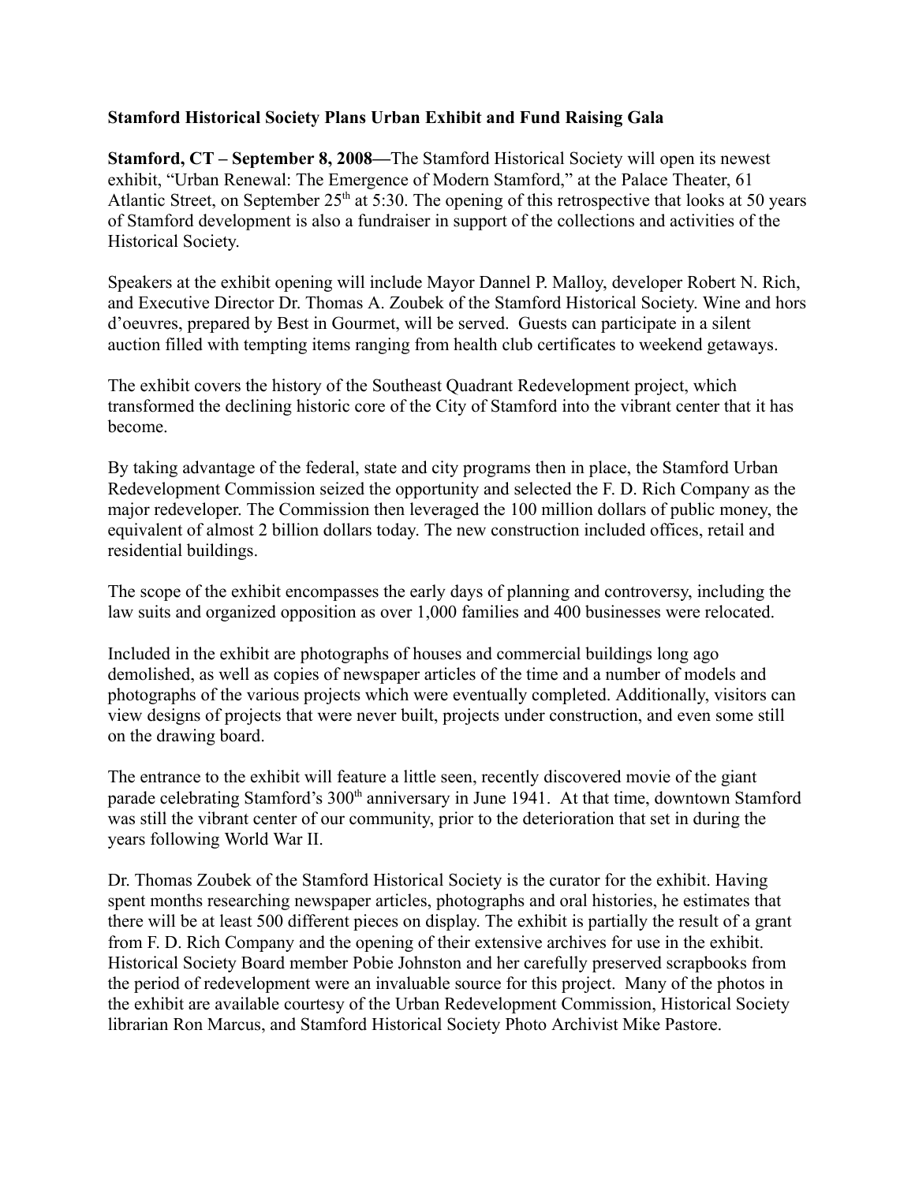**Stamford Historical Society Plans Urban Exhibit and Fund Raising Gala**

**Stamford, CT – September 8, 2008—**The Stamford Historical Society will open its newest exhibit, "Urban Renewal: The Emergence of Modern Stamford," at the Palace Theater, 61 Atlantic Street, on September 25th at 5:30. The opening of this retrospective that looks at 50 years of Stamford development is also a fundraiser in support of the collections and activities of the Historical Society.

Speakers at the exhibit opening will include Mayor Dannel P. Malloy, developer Robert N. Rich, and Executive Director Dr. Thomas A. Zoubek of the Stamford Historical Society. Wine and hors d'oeuvres, prepared by Best in Gourmet, will be served. Guests can participate in a silent auction filled with tempting items ranging from health club certificates to weekend getaways.

The exhibit covers the history of the Southeast Quadrant Redevelopment project, which transformed the declining historic core of the City of Stamford into the vibrant center that it has become.

By taking advantage of the federal, state and city programs then in place, the Stamford Urban Redevelopment Commission seized the opportunity and selected the F. D. Rich Company as the major redeveloper. The Commission then leveraged the 100 million dollars of public money, the equivalent of almost 2 billion dollars today. The new construction included offices, retail and residential buildings.

The scope of the exhibit encompasses the early days of planning and controversy, including the law suits and organized opposition as over 1,000 families and 400 businesses were relocated.

Included in the exhibit are photographs of houses and commercial buildings long ago demolished, as well as copies of newspaper articles of the time and a number of models and photographs of the various projects which were eventually completed. Additionally, visitors can view designs of projects that were never built, projects under construction, and even some still on the drawing board.

The entrance to the exhibit will feature a little seen, recently discovered movie of the giant parade celebrating Stamford's 300th anniversary in June 1941. At that time, downtown Stamford was still the vibrant center of our community, prior to the deterioration that set in during the years following World War II.

Dr. Thomas Zoubek of the Stamford Historical Society is the curator for the exhibit. Having spent months researching newspaper articles, photographs and oral histories, he estimates that there will be at least 500 different pieces on display. The exhibit is partially the result of a grant from F. D. Rich Company and the opening of their extensive archives for use in the exhibit. Historical Society Board member Pobie Johnston and her carefully preserved scrapbooks from the period of redevelopment were an invaluable source for this project. Many of the photos in the exhibit are available courtesy of the Urban Redevelopment Commission, Historical Society librarian Ron Marcus, and Stamford Historical Society Photo Archivist Mike Pastore.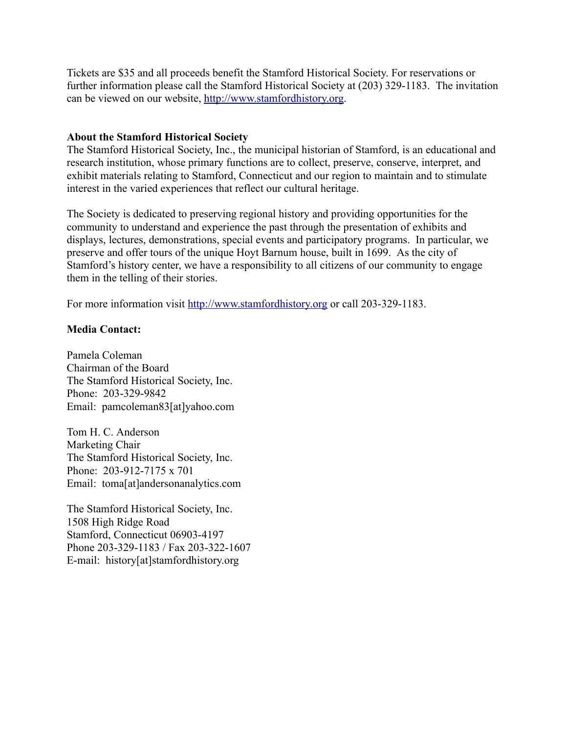Tickets are $35 and all proceeds benefit the Stamford Historical Society. For reservations or further information please call the Stamford Historical Society at (203) 329-1183. The invitation can be viewed on our website, http://www.stamfordhistory.org.

**About the Stamford Historical Society**

The Stamford Historical Society, Inc., the municipal historian of Stamford, is an educational and research institution, whose primary functions are to collect, preserve, conserve, interpret, and exhibit materials relating to Stamford, Connecticut and our region to maintain and to stimulate interest in the varied experiences that reflect our cultural heritage.

The Society is dedicated to preserving regional history and providing opportunities for the community to understand and experience the past through the presentation of exhibits and displays, lectures, demonstrations, special events and participatory programs. In particular, we preserve and offer tours of the unique Hoyt Barnum house, built in 1699. As the city of Stamford's history center, we have a responsibility to all citizens of our community to engage them in the telling of their stories.

For more information visit http://www.stamfordhistory.org or call 203-329-1183.

**Media Contact:**

Pamela Coleman
Chairman of the Board
The Stamford Historical Society, Inc.
Phone: 203-329-9842
Email: pamcoleman83[at]yahoo.com

Tom H. C. Anderson
Marketing Chair
The Stamford Historical Society, Inc.
Phone: 203-912-7175 x 701
Email: toma[at]andersonanalytics.com

The Stamford Historical Society, Inc.
1508 High Ridge Road
Stamford, Connecticut 06903-4197
Phone 203-329-1183 / Fax 203-322-1607
E-mail: history[at]stamfordhistory.org